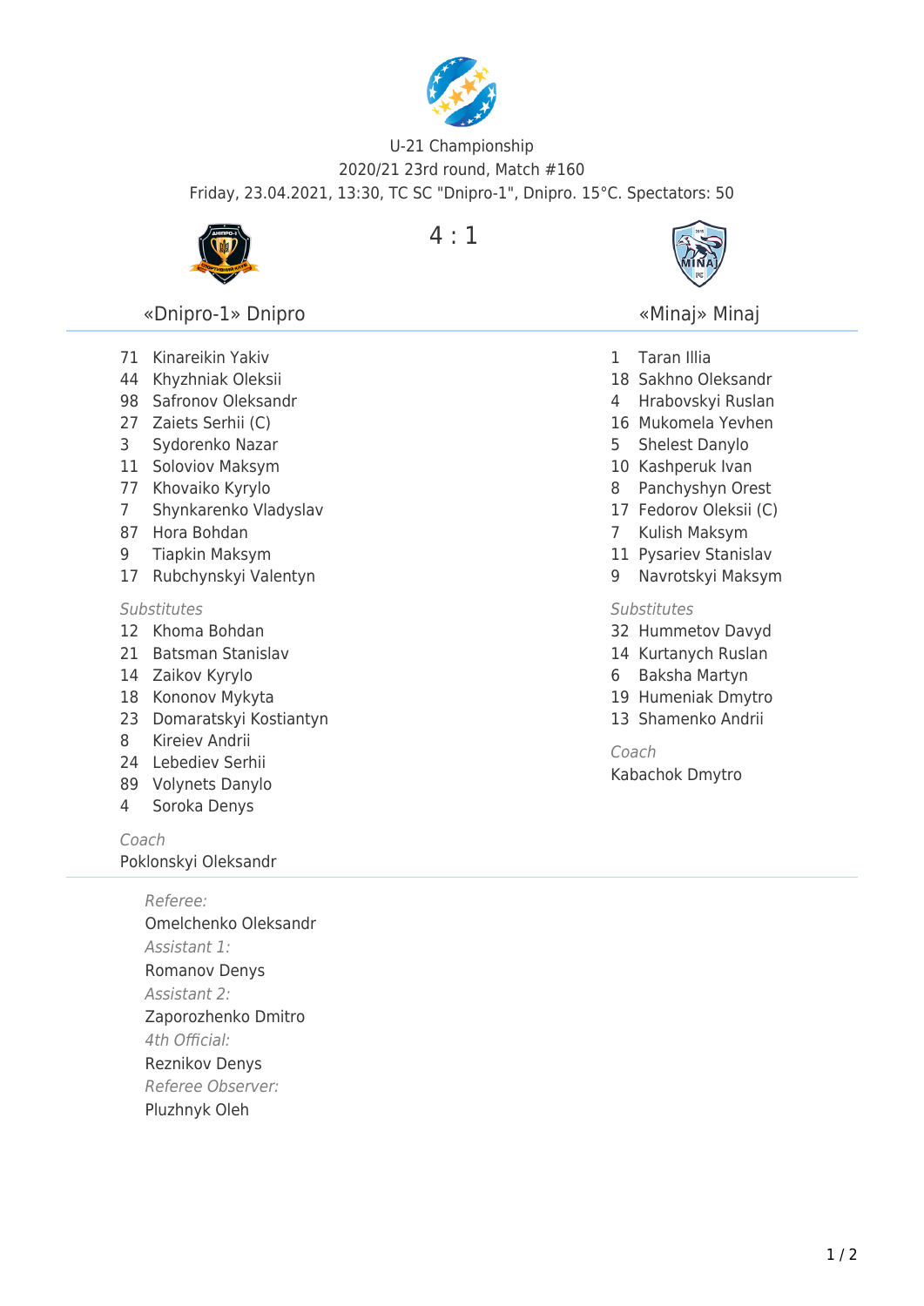U-21 Championship

2020/21 23rd round, Match #160

Friday, 23.04.2021, 13:30, TC SC "Dnipro-1", Dnipro. 15°C. Spectators: 50

## «Dnipro-1» Dnipro 4 : 1 «Minaj» Minaj

### «Dnipro-1» Dnipro

71 Kinareikin Yakiv
44 Khyzhniak Oleksii
98 Safronov Oleksandr
27 Zaiets Serhii (C)
3 Sydorenko Nazar
11 Soloviov Maksym
77 Khovaiko Kyrylo
7 Shynkarenko Vladyslav
87 Hora Bohdan
9 Tiapkin Maksym
17 Rubchynskyi Valentyn

*Substitutes*

12 Khoma Bohdan
21 Batsman Stanislav
14 Zaikov Kyrylo
18 Kononov Mykyta
23 Domaratskyi Kostiantyn
8 Kireiev Andrii
24 Lebediev Serhii
89 Volynets Danylo
4 Soroka Denys

*Coach*

Poklonskyi Oleksandr

### «Minaj» Minaj

1 Taran Illia
18 Sakhno Oleksandr
4 Hrabovskyi Ruslan
16 Mukomela Yevhen
5 Shelest Danylo
10 Kashperuk Ivan
8 Panchyshyn Orest
17 Fedorov Oleksii (C)
7 Kulish Maksym
11 Pysariev Stanislav
9 Navrotskyi Maksym

*Substitutes*

32 Hummetov Davyd
14 Kurtanych Ruslan
6 Baksha Martyn
19 Humeniak Dmytro
13 Shamenko Andrii

*Coach*

Kabachok Dmytro

---

*Referee:*
Omelchenko Oleksandr

*Assistant 1:*
Romanov Denys

*Assistant 2:*
Zaporozhenko Dmitro

*4th Official:*
Reznikov Denys

*Referee Observer:*
Pluzhnyk Oleh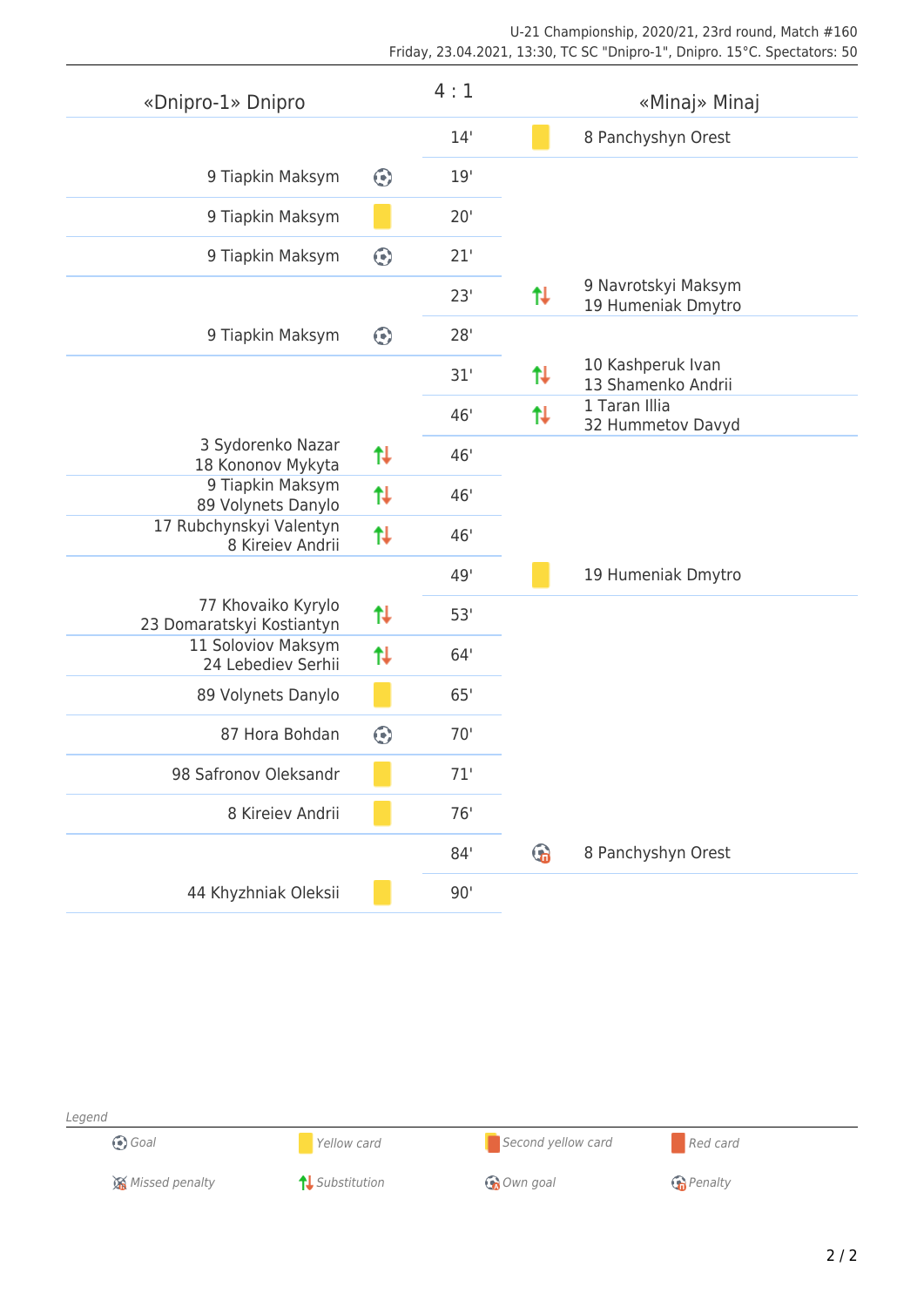U-21 Championship, 2020/21, 23rd round, Match #160
Friday, 23.04.2021, 13:30, TC SC "Dnipro-1", Dnipro. 15°C. Spectators: 50

| «Dnipro-1» Dnipro | | 4 : 1 | | «Minaj» Minaj |
|---|---|---|---|---|
| | | 14' | Yellow card | 8 Panchyshyn Orest |
| 9 Tiapkin Maksym | Goal | 19' | | |
| 9 Tiapkin Maksym | Yellow card | 20' | | |
| 9 Tiapkin Maksym | Goal | 21' | | |
| | | 23' | Substitution | 9 Navrotskyi Maksym<br>19 Humeniak Dmytro |
| 9 Tiapkin Maksym | Goal | 28' | | |
| | | 31' | Substitution | 10 Kashperuk Ivan<br>13 Shamenko Andrii |
| | | 46' | Substitution | 1 Taran Illia<br>32 Hummetov Davyd |
| 3 Sydorenko Nazar<br>18 Kononov Mykyta | Substitution | 46' | | |
| 9 Tiapkin Maksym<br>89 Volynets Danylo | Substitution | 46' | | |
| 17 Rubchynskyi Valentyn<br>8 Kireiev Andrii | Substitution | 46' | | |
| | | 49' | Yellow card | 19 Humeniak Dmytro |
| 77 Khovaiko Kyrylo<br>23 Domaratskyi Kostiantyn | Substitution | 53' | | |
| 11 Soloviov Maksym<br>24 Lebediev Serhii | Substitution | 64' | | |
| 89 Volynets Danylo | Yellow card | 65' | | |
| 87 Hora Bohdan | Goal | 70' | | |
| 98 Safronov Oleksandr | Yellow card | 71' | | |
| 8 Kireiev Andrii | Yellow card | 76' | | |
| | | 84' | Penalty | 8 Panchyshyn Orest |
| 44 Khyzhniak Oleksii | Yellow card | 90' | | |

*Legend*

*Goal* · *Yellow card* · *Second yellow card* · *Red card*

*Missed penalty* · *Substitution* · *Own goal* · *Penalty*